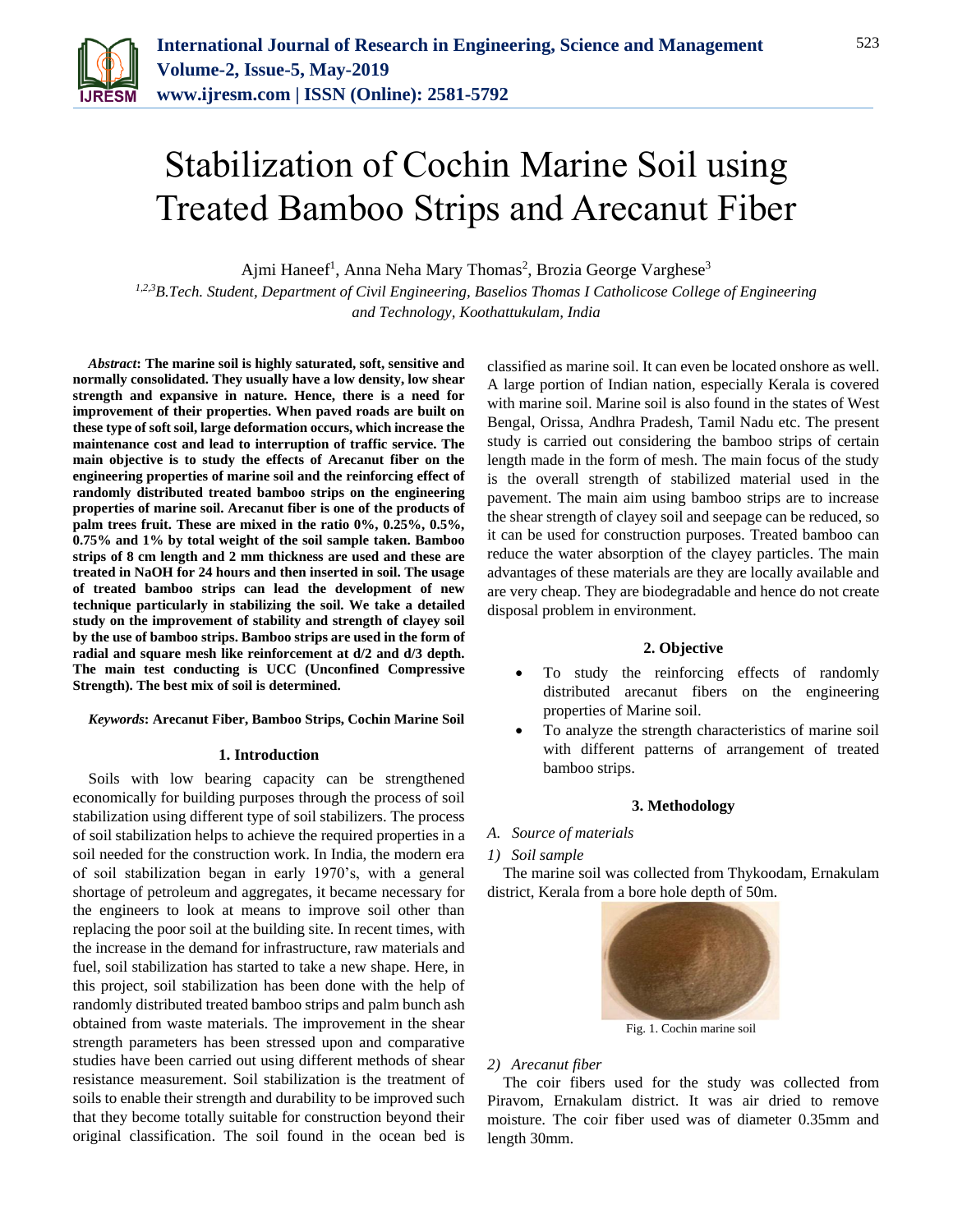# Stabilization of Cochin Marine Soil using Treated Bamboo Strips and Arecanut Fiber

Ajmi Haneef[1], Anna Neha Mary Thomas[2], Brozia George Varghese[3]

[1,2,3]*B.Tech. Student, Department of Civil Engineering, Baselios Thomas I Catholicose College of Engineering and Technology, Koothattukulam, India*

***Abstract*: The marine soil is highly saturated, soft, sensitive and normally consolidated. They usually have a low density, low shear strength and expansive in nature. Hence, there is a need for improvement of their properties. When paved roads are built on these type of soft soil, large deformation occurs, which increase the maintenance cost and lead to interruption of traffic service. The main objective is to study the effects of Arecanut fiber on the engineering properties of marine soil and the reinforcing effect of randomly distributed treated bamboo strips on the engineering properties of marine soil. Arecanut fiber is one of the products of palm trees fruit. These are mixed in the ratio 0%, 0.25%, 0.5%, 0.75% and 1% by total weight of the soil sample taken. Bamboo strips of 8 cm length and 2 mm thickness are used and these are treated in NaOH for 24 hours and then inserted in soil. The usage of treated bamboo strips can lead the development of new technique particularly in stabilizing the soil. We take a detailed study on the improvement of stability and strength of clayey soil by the use of bamboo strips. Bamboo strips are used in the form of radial and square mesh like reinforcement at d/2 and d/3 depth. The main test conducting is UCC (Unconfined Compressive Strength). The best mix of soil is determined.**

***Keywords*: Arecanut Fiber, Bamboo Strips, Cochin Marine Soil**

## 1. Introduction

Soils with low bearing capacity can be strengthened economically for building purposes through the process of soil stabilization using different type of soil stabilizers. The process of soil stabilization helps to achieve the required properties in a soil needed for the construction work. In India, the modern era of soil stabilization began in early 1970's, with a general shortage of petroleum and aggregates, it became necessary for the engineers to look at means to improve soil other than replacing the poor soil at the building site. In recent times, with the increase in the demand for infrastructure, raw materials and fuel, soil stabilization has started to take a new shape. Here, in this project, soil stabilization has been done with the help of randomly distributed treated bamboo strips and palm bunch ash obtained from waste materials. The improvement in the shear strength parameters has been stressed upon and comparative studies have been carried out using different methods of shear resistance measurement. Soil stabilization is the treatment of soils to enable their strength and durability to be improved such that they become totally suitable for construction beyond their original classification. The soil found in the ocean bed is classified as marine soil. It can even be located onshore as well. A large portion of Indian nation, especially Kerala is covered with marine soil. Marine soil is also found in the states of West Bengal, Orissa, Andhra Pradesh, Tamil Nadu etc. The present study is carried out considering the bamboo strips of certain length made in the form of mesh. The main focus of the study is the overall strength of stabilized material used in the pavement. The main aim using bamboo strips are to increase the shear strength of clayey soil and seepage can be reduced, so it can be used for construction purposes. Treated bamboo can reduce the water absorption of the clayey particles. The main advantages of these materials are they are locally available and are very cheap. They are biodegradable and hence do not create disposal problem in environment.

## 2. Objective

- To study the reinforcing effects of randomly distributed arecanut fibers on the engineering properties of Marine soil.
- To analyze the strength characteristics of marine soil with different patterns of arrangement of treated bamboo strips.

## 3. Methodology

*A. Source of materials*

*1) Soil sample*

The marine soil was collected from Thykoodam, Ernakulam district, Kerala from a bore hole depth of 50m.

Fig. 1. Cochin marine soil

*2) Arecanut fiber*

The coir fibers used for the study was collected from Piravom, Ernakulam district. It was air dried to remove moisture. The coir fiber used was of diameter 0.35mm and length 30mm.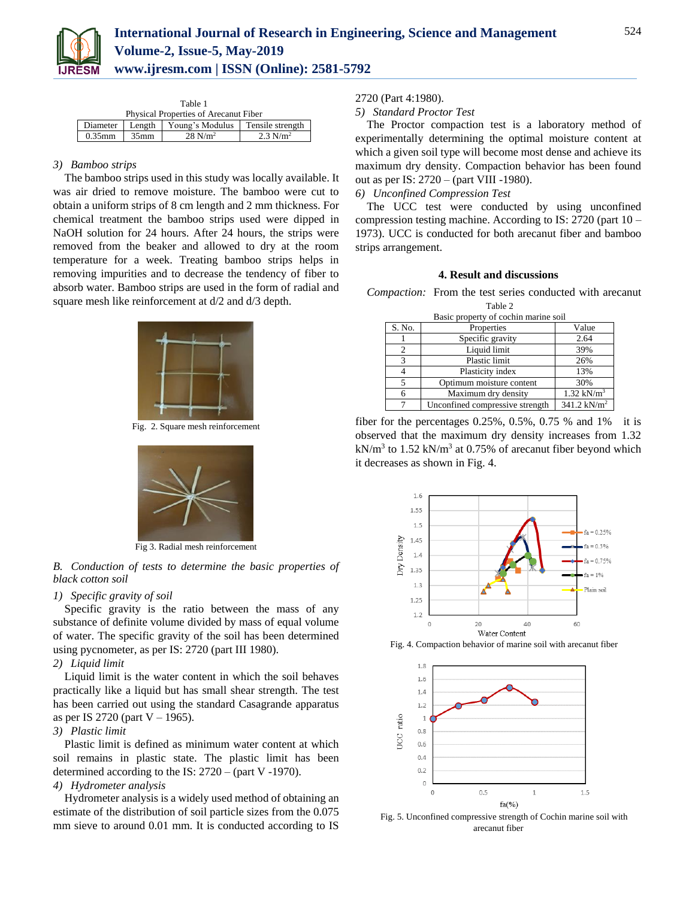Table 1
Physical Properties of Arecanut Fiber

| Diameter | Length | Young's Modulus | Tensile strength |
|---|---|---|---|
| 0.35mm | 35mm | 28 $N/m^2$ | 2.3 $N/m^2$ |

*3) Bamboo strips*

The bamboo strips used in this study was locally available. It was air dried to remove moisture. The bamboo were cut to obtain a uniform strips of 8 cm length and 2 mm thickness. For chemical treatment the bamboo strips used were dipped in NaOH solution for 24 hours. After 24 hours, the strips were removed from the beaker and allowed to dry at the room temperature for a week. Treating bamboo strips helps in removing impurities and to decrease the tendency of fiber to absorb water. Bamboo strips are used in the form of radial and square mesh like reinforcement at d/2 and d/3 depth.

Fig. 2. Square mesh reinforcement

Fig 3. Radial mesh reinforcement

*B. Conduction of tests to determine the basic properties of black cotton soil*

*1) Specific gravity of soil*

Specific gravity is the ratio between the mass of any substance of definite volume divided by mass of equal volume of water. The specific gravity of the soil has been determined using pycnometer, as per IS: 2720 (part III 1980).

*2) Liquid limit*

Liquid limit is the water content in which the soil behaves practically like a liquid but has small shear strength. The test has been carried out using the standard Casagrande apparatus as per IS 2720 (part V – 1965).

*3) Plastic limit*

Plastic limit is defined as minimum water content at which soil remains in plastic state. The plastic limit has been determined according to the IS: 2720 – (part V -1970).

*4) Hydrometer analysis*

Hydrometer analysis is a widely used method of obtaining an estimate of the distribution of soil particle sizes from the 0.075 mm sieve to around 0.01 mm. It is conducted according to IS 2720 (Part 4:1980).

*5) Standard Proctor Test*

The Proctor compaction test is a laboratory method of experimentally determining the optimal moisture content at which a given soil type will become most dense and achieve its maximum dry density. Compaction behavior has been found out as per IS: 2720 – (part VIII -1980).

*6) Unconfined Compression Test*

The UCC test were conducted by using unconfined compression testing machine. According to IS: 2720 (part 10 – 1973). UCC is conducted for both arecanut fiber and bamboo strips arrangement.

## 4. Result and discussions

*Compaction:* From the test series conducted with arecanut fiber for the percentages 0.25%, 0.5%, 0.75 % and 1% it is observed that the maximum dry density increases from 1.32 $kN/m^3$ to 1.52 $kN/m^3$ at 0.75% of arecanut fiber beyond which it decreases as shown in Fig. 4.

Table 2
Basic property of cochin marine soil

| S. No. | Properties | Value |
|---|---|---|
| 1 | Specific gravity | 2.64 |
| 2 | Liquid limit | 39% |
| 3 | Plastic limit | 26% |
| 4 | Plasticity index | 13% |
| 5 | Optimum moisture content | 30% |
| 6 | Maximum dry density | 1.32 $kN/m^3$ |
| 7 | Unconfined compressive strength | 341.2 $kN/m^2$ |

Fig. 4. Compaction behavior of marine soil with arecanut fiber

Fig. 5. Unconfined compressive strength of Cochin marine soil with arecanut fiber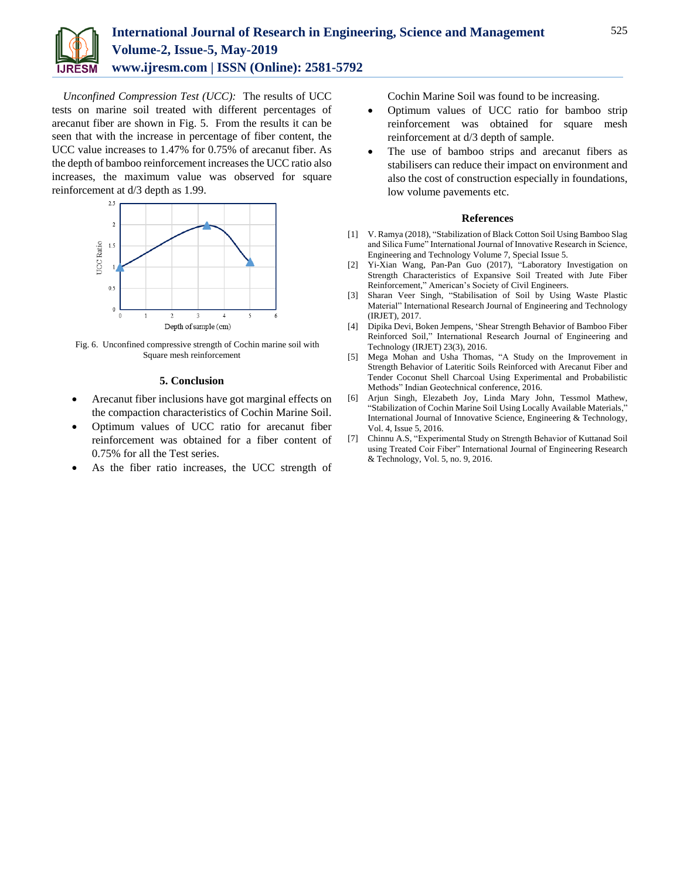*Unconfined Compression Test (UCC):* The results of UCC tests on marine soil treated with different percentages of arecanut fiber are shown in Fig. 5. From the results it can be seen that with the increase in percentage of fiber content, the UCC value increases to 1.47% for 0.75% of arecanut fiber. As the depth of bamboo reinforcement increases the UCC ratio also increases, the maximum value was observed for square reinforcement at d/3 depth as 1.99.

UCC Ratio

2.5
2
1.5
1
0.5
0

0 1 2 3 4 5 6

Depth of sample (cm)

Fig. 6. Unconfined compressive strength of Cochin marine soil with Square mesh reinforcement

## 5. Conclusion

- Arecanut fiber inclusions have got marginal effects on the compaction characteristics of Cochin Marine Soil.
- Optimum values of UCC ratio for arecanut fiber reinforcement was obtained for a fiber content of 0.75% for all the Test series.
- As the fiber ratio increases, the UCC strength of Cochin Marine Soil was found to be increasing.
- Optimum values of UCC ratio for bamboo strip reinforcement was obtained for square mesh reinforcement at d/3 depth of sample.
- The use of bamboo strips and arecanut fibers as stabilisers can reduce their impact on environment and also the cost of construction especially in foundations, low volume pavements etc.

## References

[1] V. Ramya (2018), "Stabilization of Black Cotton Soil Using Bamboo Slag and Silica Fume" International Journal of Innovative Research in Science, Engineering and Technology Volume 7, Special Issue 5.

[2] Yi-Xian Wang, Pan-Pan Guo (2017), "Laboratory Investigation on Strength Characteristics of Expansive Soil Treated with Jute Fiber Reinforcement," American's Society of Civil Engineers.

[3] Sharan Veer Singh, "Stabilisation of Soil by Using Waste Plastic Material" International Research Journal of Engineering and Technology (IRJET), 2017.

[4] Dipika Devi, Boken Jempens, 'Shear Strength Behavior of Bamboo Fiber Reinforced Soil," International Research Journal of Engineering and Technology (IRJET) 23(3), 2016.

[5] Mega Mohan and Usha Thomas, "A Study on the Improvement in Strength Behavior of Lateritic Soils Reinforced with Arecanut Fiber and Tender Coconut Shell Charcoal Using Experimental and Probabilistic Methods" Indian Geotechnical conference, 2016.

[6] Arjun Singh, Elezabeth Joy, Linda Mary John, Tessmol Mathew, "Stabilization of Cochin Marine Soil Using Locally Available Materials," International Journal of Innovative Science, Engineering & Technology, Vol. 4, Issue 5, 2016.

[7] Chinnu A.S, "Experimental Study on Strength Behavior of Kuttanad Soil using Treated Coir Fiber" International Journal of Engineering Research & Technology, Vol. 5, no. 9, 2016.